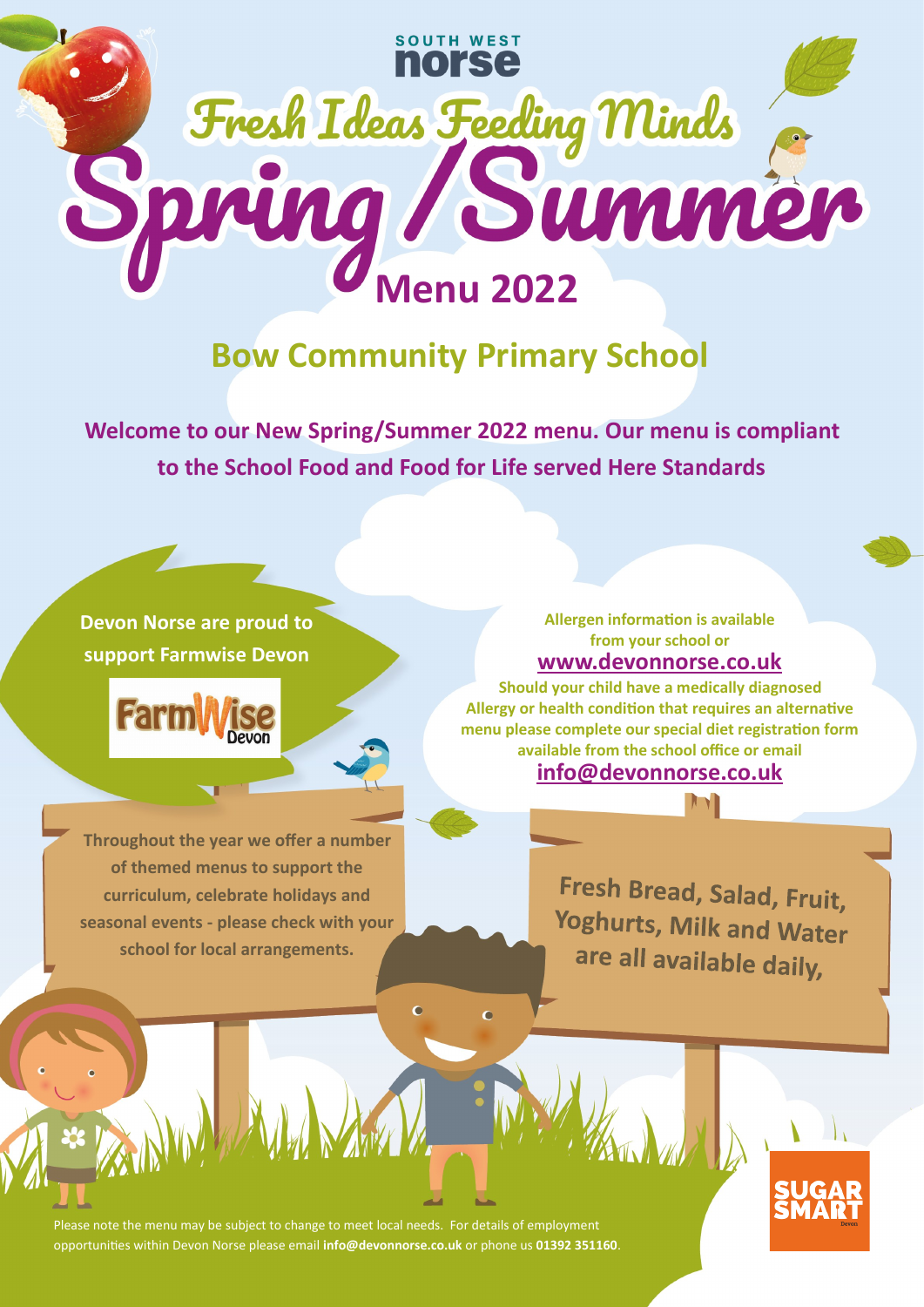SOUTH WEST
norse

# Fresh Ideas Feeding Minds

# Spring / Summer Menu 2022

## Bow Community Primary School

**Welcome to our New Spring/Summer 2022 menu. Our menu is compliant to the School Food and Food for Life served Here Standards**

**Devon Norse are proud to support Farmwise Devon**

FarmWise Devon

**Allergen information is available from your school or [www.devonnorse.co.uk](www.devonnorse.co.uk)**

**Should your child have a medically diagnosed Allergy or health condition that requires an alternative menu please complete our special diet registration form available from the school office or email [info@devonnorse.co.uk](info@devonnorse.co.uk)**

**Throughout the year we offer a number of themed menus to support the curriculum, celebrate holidays and seasonal events - please check with your school for local arrangements.**

**Fresh Bread, Salad, Fruit, Yoghurts, Milk and Water are all available daily,**

SUGAR SMART Devon

Please note the menu may be subject to change to meet local needs. For details of employment opportunities within Devon Norse please email **info@devonnorse.co.uk** or phone us **01392 351160**.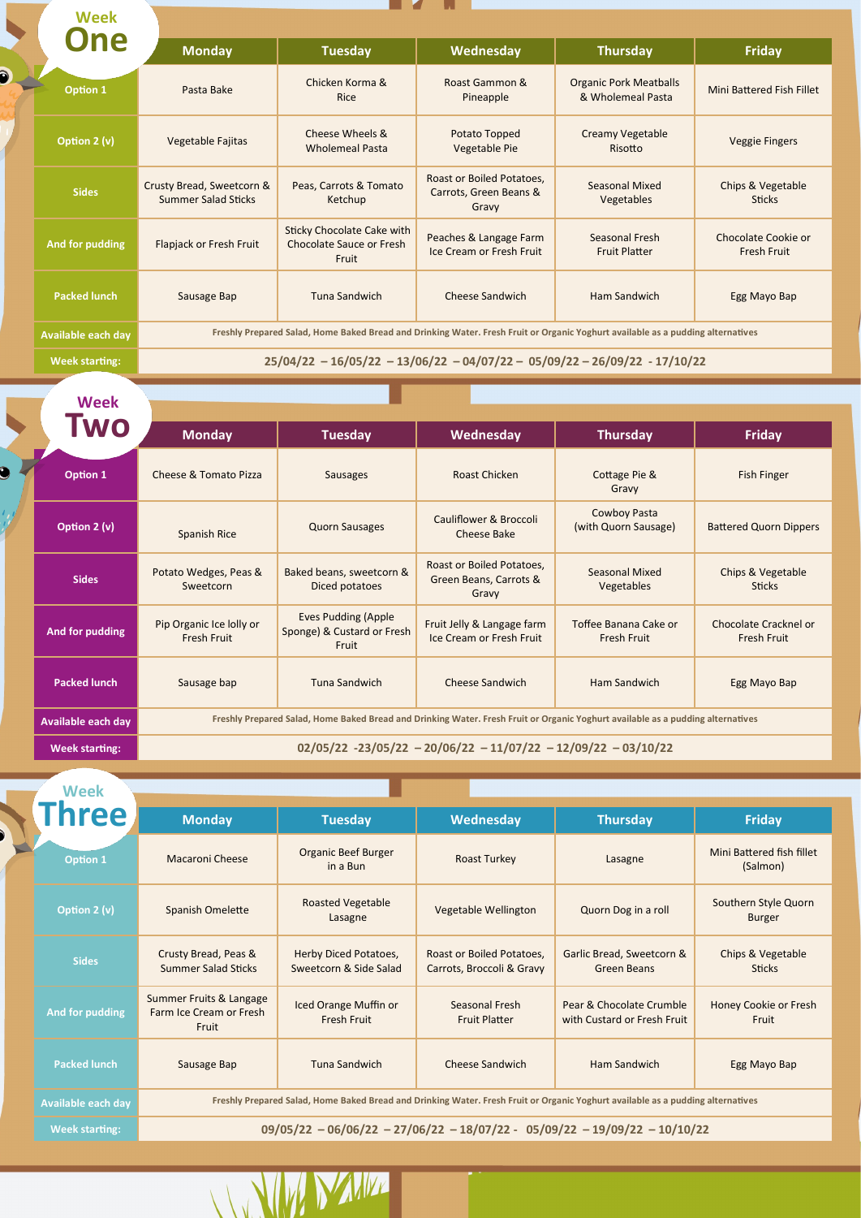## Week One

| | Monday | Tuesday | Wednesday | Thursday | Friday |
|---|---|---|---|---|---|
| Option 1 | Pasta Bake | Chicken Korma & Rice | Roast Gammon & Pineapple | Organic Pork Meatballs & Wholemeal Pasta | Mini Battered Fish Fillet |
| Option 2 (v) | Vegetable Fajitas | Cheese Wheels & Wholemeal Pasta | Potato Topped Vegetable Pie | Creamy Vegetable Risotto | Veggie Fingers |
| Sides | Crusty Bread, Sweetcorn & Summer Salad Sticks | Peas, Carrots & Tomato Ketchup | Roast or Boiled Potatoes, Carrots, Green Beans & Gravy | Seasonal Mixed Vegetables | Chips & Vegetable Sticks |
| And for pudding | Flapjack or Fresh Fruit | Sticky Chocolate Cake with Chocolate Sauce or Fresh Fruit | Peaches & Langage Farm Ice Cream or Fresh Fruit | Seasonal Fresh Fruit Platter | Chocolate Cookie or Fresh Fruit |
| Packed lunch | Sausage Bap | Tuna Sandwich | Cheese Sandwich | Ham Sandwich | Egg Mayo Bap |
| Available each day | Freshly Prepared Salad, Home Baked Bread and Drinking Water. Fresh Fruit or Organic Yoghurt available as a pudding alternatives | | | | |
| Week starting: | 25/04/22 – 16/05/22 – 13/06/22 – 04/07/22 – 05/09/22 – 26/09/22 - 17/10/22 | | | | |

## Week Two

| | Monday | Tuesday | Wednesday | Thursday | Friday |
|---|---|---|---|---|---|
| Option 1 | Cheese & Tomato Pizza | Sausages | Roast Chicken | Cottage Pie & Gravy | Fish Finger |
| Option 2 (v) | Spanish Rice | Quorn Sausages | Cauliflower & Broccoli Cheese Bake | Cowboy Pasta (with Quorn Sausage) | Battered Quorn Dippers |
| Sides | Potato Wedges, Peas & Sweetcorn | Baked beans, sweetcorn & Diced potatoes | Roast or Boiled Potatoes, Green Beans, Carrots & Gravy | Seasonal Mixed Vegetables | Chips & Vegetable Sticks |
| And for pudding | Pip Organic Ice lolly or Fresh Fruit | Eves Pudding (Apple Sponge) & Custard or Fresh Fruit | Fruit Jelly & Langage farm Ice Cream or Fresh Fruit | Toffee Banana Cake or Fresh Fruit | Chocolate Cracknel or Fresh Fruit |
| Packed lunch | Sausage bap | Tuna Sandwich | Cheese Sandwich | Ham Sandwich | Egg Mayo Bap |
| Available each day | Freshly Prepared Salad, Home Baked Bread and Drinking Water. Fresh Fruit or Organic Yoghurt available as a pudding alternatives | | | | |
| Week starting: | 02/05/22 -23/05/22 – 20/06/22 – 11/07/22 – 12/09/22 – 03/10/22 | | | | |

## Week Three

| | Monday | Tuesday | Wednesday | Thursday | Friday |
|---|---|---|---|---|---|
| Option 1 | Macaroni Cheese | Organic Beef Burger in a Bun | Roast Turkey | Lasagne | Mini Battered fish fillet (Salmon) |
| Option 2 (v) | Spanish Omelette | Roasted Vegetable Lasagne | Vegetable Wellington | Quorn Dog in a roll | Southern Style Quorn Burger |
| Sides | Crusty Bread, Peas & Summer Salad Sticks | Herby Diced Potatoes, Sweetcorn & Side Salad | Roast or Boiled Potatoes, Carrots, Broccoli & Gravy | Garlic Bread, Sweetcorn & Green Beans | Chips & Vegetable Sticks |
| And for pudding | Summer Fruits & Langage Farm Ice Cream or Fresh Fruit | Iced Orange Muffin or Fresh Fruit | Seasonal Fresh Fruit Platter | Pear & Chocolate Crumble with Custard or Fresh Fruit | Honey Cookie or Fresh Fruit |
| Packed lunch | Sausage Bap | Tuna Sandwich | Cheese Sandwich | Ham Sandwich | Egg Mayo Bap |
| Available each day | Freshly Prepared Salad, Home Baked Bread and Drinking Water. Fresh Fruit or Organic Yoghurt available as a pudding alternatives | | | | |
| Week starting: | 09/05/22 – 06/06/22 – 27/06/22 – 18/07/22 - 05/09/22 – 19/09/22 – 10/10/22 | | | | |